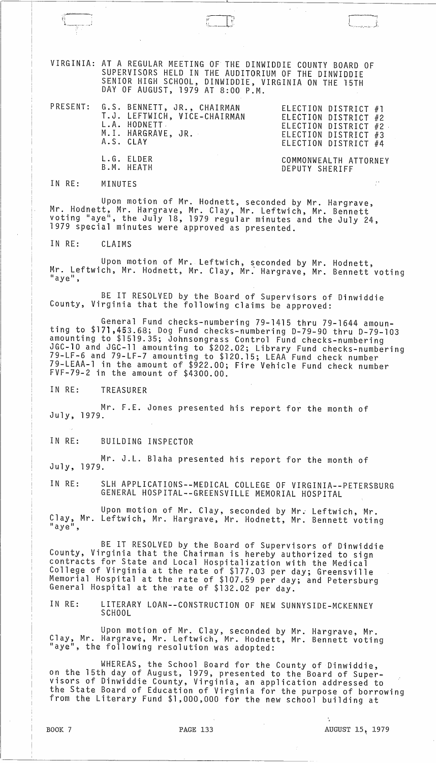VIRGINIA: AT A REGULAR MEETING OF THE DINWIDDIE COUNTY BOARD OF SUPERVISORS HELD IN THE AUDITORIUM OF THE DINWIDDIE SENIOR HIGH SCHOOL, DINWIDDIE, VIRGINIA ON THE 15TH DAY OF AUGUST, 1979 AT 8:00 P.M.

| PRESENT: | | |
|---|---|---|
| | G.S. BENNETT, JR., CHAIRMAN | ELECTION DISTRICT #1 |
| | T.J. LEFTWICH, VICE-CHAIRMAN | ELECTION DISTRICT #2 |
| | L.A. HODNETT | ELECTION DISTRICT #2 |
| | M.I. HARGRAVE, JR. | ELECTION DISTRICT #3 |
| | A.S. CLAY | ELECTION DISTRICT #4 |
| | L.G. ELDER | COMMONWEALTH ATTORNEY |
| | B.M. HEATH | DEPUTY SHERIFF |

IN RE: MINUTES

Upon motion of Mr. Hodnett, seconded by Mr. Hargrave, Mr. Hodnett, Mr. Hargrave, Mr. Clay, Mr. Leftwich, Mr. Bennett voting "aye", the July 18, 1979 regular minutes and the July 24, 1979 special minutes were approved as presented.

IN RE: CLAIMS

Upon motion of Mr. Leftwich, seconded by Mr. Hodnett, Mr. Leftwich, Mr. Hodnett, Mr. Clay, Mr. Hargrave, Mr. Bennett voting "aye",

BE IT RESOLVED by the Board of Supervisors of Dinwiddie County, Virginia that the following claims be approved:

General Fund checks-numbering 79-1415 thru 79-1644 amounting to $171,453.68; Dog Fund checks-numbering D-79-90 thru D-79-103 amounting to $1519.35; Johnsongrass Control Fund checks-numbering JGC-10 and JGC-11 amounting to $202.02; Library Fund checks-numbering 79-LF-6 and 79-LF-7 amounting to $120.15; LEAA Fund check number 79-LEAA-1 in the amount of $922.00; Fire Vehicle Fund check number FVF-79-2 in the amount of $4300.00.

IN RE: TREASURER

Mr. F.E. Jones presented his report for the month of July, 1979.

IN RE: BUILDING INSPECTOR

Mr. J.L. Blaha presented his report for the month of July, 1979.

IN RE: SLH APPLICATIONS--MEDICAL COLLEGE OF VIRGINIA--PETERSBURG GENERAL HOSPITAL--GREENSVILLE MEMORIAL HOSPITAL

Upon motion of Mr. Clay, seconded by Mr. Leftwich, Mr. Clay, Mr. Leftwich, Mr. Hargrave, Mr. Hodnett, Mr. Bennett voting "aye",

BE IT RESOLVED by the Board of Supervisors of Dinwiddie County, Virginia that the Chairman is hereby authorized to sign contracts for State and Local Hospitalization with the Medical College of Virginia at the rate of $177.03 per day; Greensville Memorial Hospital at the rate of $107.59 per day; and Petersburg General Hospital at the rate of $132.02 per day.

IN RE: LITERARY LOAN--CONSTRUCTION OF NEW SUNNYSIDE-MCKENNEY SCHOOL

Upon motion of Mr. Clay, seconded by Mr. Hargrave, Mr. Clay, Mr. Hargrave, Mr. Leftwich, Mr. Hodnett, Mr. Bennett voting "aye", the following resolution was adopted:

WHEREAS, the School Board for the County of Dinwiddie, on the 15th day of August, 1979, presented to the Board of Supervisors of Dinwiddie County, Virginia, an application addressed to the State Board of Education of Virginia for the purpose of borrowing from the Literary Fund $1,000,000 for the new school building at

BOOK 7 PAGE 133 AUGUST 15, 1979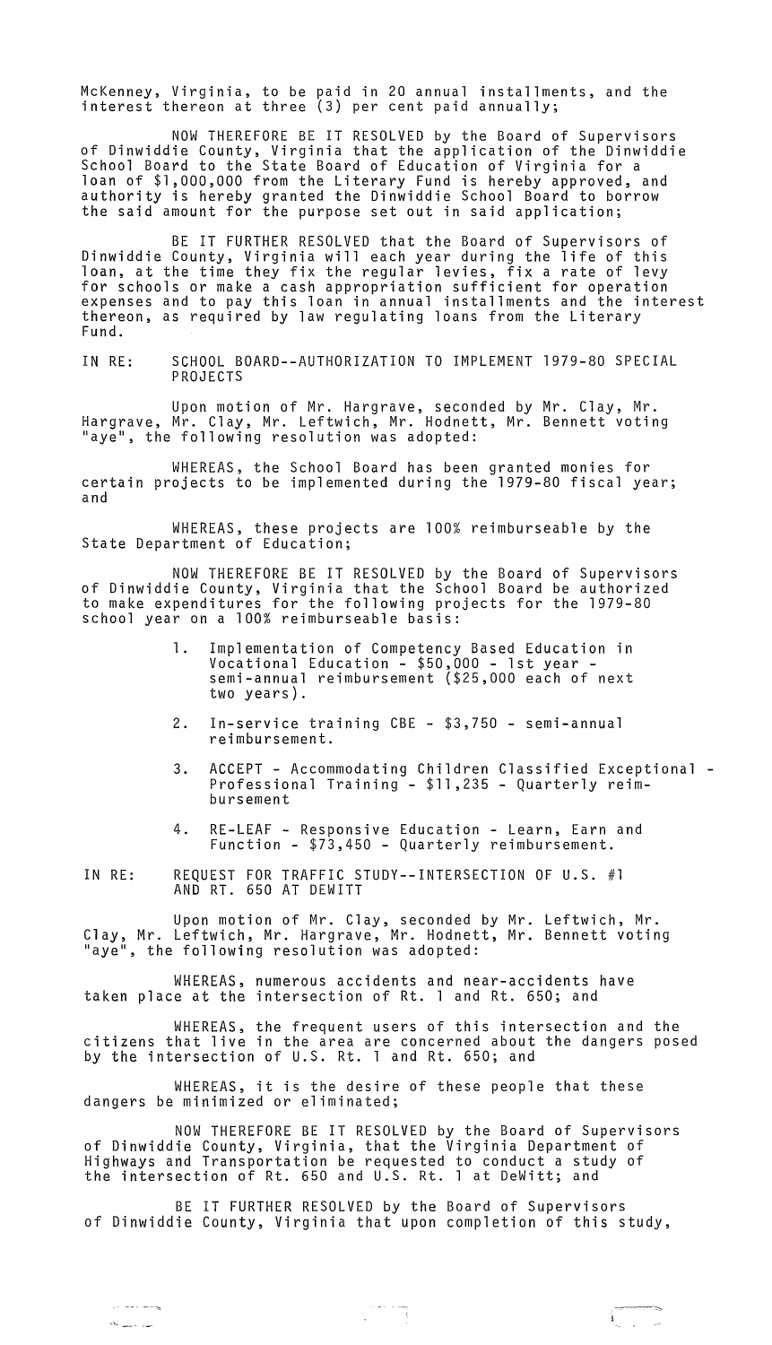McKenney, Virginia, to be paid in 20 annual installments, and the interest thereon at three (3) per cent paid annually;

NOW THEREFORE BE IT RESOLVED by the Board of Supervisors of Dinwiddie County, Virginia that the application of the Dinwiddie School Board to the State Board of Education of Virginia for a loan of $1,000,000 from the Literary Fund is hereby approved, and authority is hereby granted the Dinwiddie School Board to borrow the said amount for the purpose set out in said application;

BE IT FURTHER RESOLVED that the Board of Supervisors of Dinwiddie County, Virginia will each year during the life of this loan, at the time they fix the regular levies, fix a rate of levy for schools or make a cash appropriation sufficient for operation expenses and to pay this loan in annual installments and the interest thereon, as required by law regulating loans from the Literary Fund.

IN RE: SCHOOL BOARD--AUTHORIZATION TO IMPLEMENT 1979-80 SPECIAL PROJECTS

Upon motion of Mr. Hargrave, seconded by Mr. Clay, Mr. Hargrave, Mr. Clay, Mr. Leftwich, Mr. Hodnett, Mr. Bennett voting "aye", the following resolution was adopted:

WHEREAS, the School Board has been granted monies for certain projects to be implemented during the 1979-80 fiscal year; and

WHEREAS, these projects are 100% reimburseable by the State Department of Education;

NOW THEREFORE BE IT RESOLVED by the Board of Supervisors of Dinwiddie County, Virginia that the School Board be authorized to make expenditures for the following projects for the 1979-80 school year on a 100% reimburseable basis:

1. Implementation of Competency Based Education in Vocational Education - $50,000 - 1st year - semi-annual reimbursement ($25,000 each of next two years).
2. In-service training CBE - $3,750 - semi-annual reimbursement.
3. ACCEPT - Accommodating Children Classified Exceptional - Professional Training - $11,235 - Quarterly reimbursement
4. RE-LEAF - Responsive Education - Learn, Earn and Function - $73,450 - Quarterly reimbursement.

IN RE: REQUEST FOR TRAFFIC STUDY--INTERSECTION OF U.S. #1 AND RT. 650 AT DEWITT

Upon motion of Mr. Clay, seconded by Mr. Leftwich, Mr. Clay, Mr. Leftwich, Mr. Hargrave, Mr. Hodnett, Mr. Bennett voting "aye", the following resolution was adopted:

WHEREAS, numerous accidents and near-accidents have taken place at the intersection of Rt. 1 and Rt. 650; and

WHEREAS, the frequent users of this intersection and the citizens that live in the area are concerned about the dangers posed by the intersection of U.S. Rt. 1 and Rt. 650; and

WHEREAS, it is the desire of these people that these dangers be minimized or eliminated;

NOW THEREFORE BE IT RESOLVED by the Board of Supervisors of Dinwiddie County, Virginia, that the Virginia Department of Highways and Transportation be requested to conduct a study of the intersection of Rt. 650 and U.S. Rt. 1 at DeWitt; and

BE IT FURTHER RESOLVED by the Board of Supervisors of Dinwiddie County, Virginia that upon completion of this study,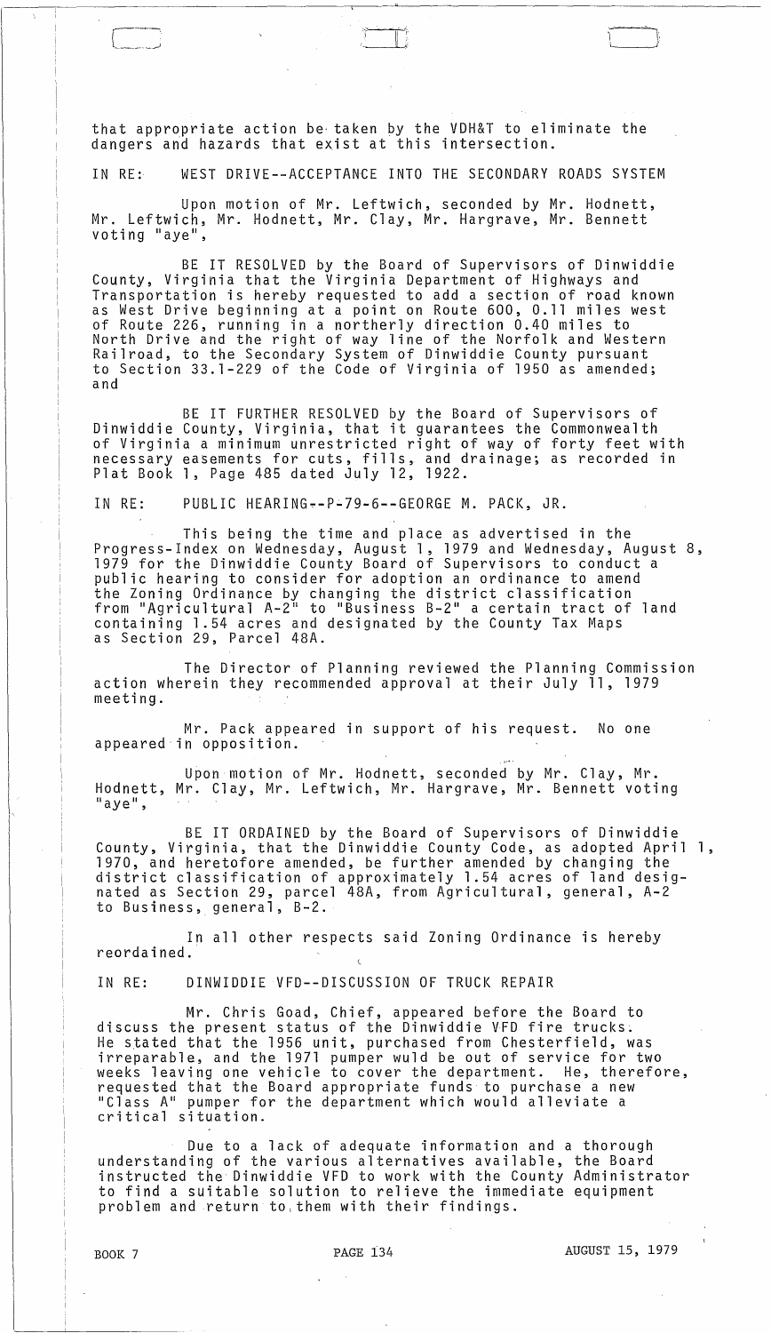that appropriate action be taken by the VDH&T to eliminate the dangers and hazards that exist at this intersection.

IN RE: WEST DRIVE--ACCEPTANCE INTO THE SECONDARY ROADS SYSTEM

Upon motion of Mr. Leftwich, seconded by Mr. Hodnett, Mr. Leftwich, Mr. Hodnett, Mr. Clay, Mr. Hargrave, Mr. Bennett voting "aye",

BE IT RESOLVED by the Board of Supervisors of Dinwiddie County, Virginia that the Virginia Department of Highways and Transportation is hereby requested to add a section of road known as West Drive beginning at a point on Route 600, 0.11 miles west of Route 226, running in a northerly direction 0.40 miles to North Drive and the right of way line of the Norfolk and Western Railroad, to the Secondary System of Dinwiddie County pursuant to Section 33.1-229 of the Code of Virginia of 1950 as amended; and

BE IT FURTHER RESOLVED by the Board of Supervisors of Dinwiddie County, Virginia, that it guarantees the Commonwealth of Virginia a minimum unrestricted right of way of forty feet with necessary easements for cuts, fills, and drainage; as recorded in Plat Book 1, Page 485 dated July 12, 1922.

IN RE: PUBLIC HEARING--P-79-6--GEORGE M. PACK, JR.

This being the time and place as advertised in the Progress-Index on Wednesday, August 1, 1979 and Wednesday, August 8, 1979 for the Dinwiddie County Board of Supervisors to conduct a public hearing to consider for adoption an ordinance to amend the Zoning Ordinance by changing the district classification from "Agricultural A-2" to "Business B-2" a certain tract of land containing 1.54 acres and designated by the County Tax Maps as Section 29, Parcel 48A.

The Director of Planning reviewed the Planning Commission action wherein they recommended approval at their July 11, 1979 meeting.

Mr. Pack appeared in support of his request. No one appeared in opposition.

Upon motion of Mr. Hodnett, seconded by Mr. Clay, Mr. Hodnett, Mr. Clay, Mr. Leftwich, Mr. Hargrave, Mr. Bennett voting "aye",

BE IT ORDAINED by the Board of Supervisors of Dinwiddie County, Virginia, that the Dinwiddie County Code, as adopted April 1, 1970, and heretofore amended, be further amended by changing the district classification of approximately 1.54 acres of land designated as Section 29, parcel 48A, from Agricultural, general, A-2 to Business, general, B-2.

In all other respects said Zoning Ordinance is hereby reordained.

IN RE: DINWIDDIE VFD--DISCUSSION OF TRUCK REPAIR

Mr. Chris Goad, Chief, appeared before the Board to discuss the present status of the Dinwiddie VFD fire trucks. He stated that the 1956 unit, purchased from Chesterfield, was irreparable, and the 1971 pumper wuld be out of service for two weeks leaving one vehicle to cover the department. He, therefore, requested that the Board appropriate funds to purchase a new "Class A" pumper for the department which would alleviate a critical situation.

Due to a lack of adequate information and a thorough understanding of the various alternatives available, the Board instructed the Dinwiddie VFD to work with the County Administrator to find a suitable solution to relieve the immediate equipment problem and return to them with their findings.

BOOK 7 PAGE 134 AUGUST 15, 1979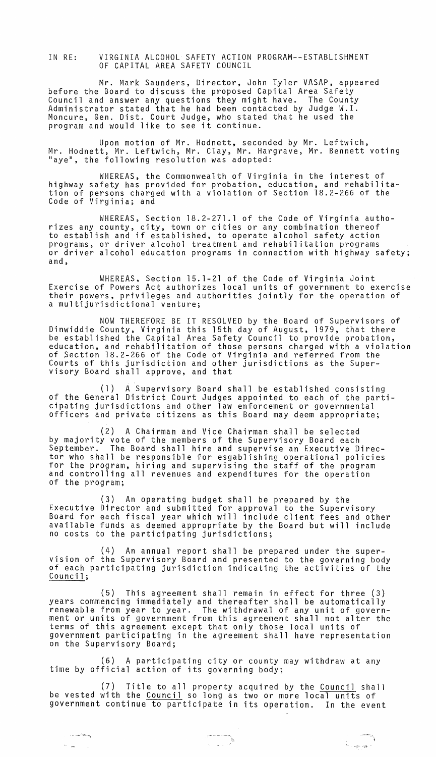IN RE: VIRGINIA ALCOHOL SAFETY ACTION PROGRAM--ESTABLISHMENT OF CAPITAL AREA SAFETY COUNCIL

Mr. Mark Saunders, Director, John Tyler VASAP, appeared before the Board to discuss the proposed Capital Area Safety Council and answer any questions they might have. The County Administrator stated that he had been contacted by Judge W.I. Moncure, Gen. Dist. Court Judge, who stated that he used the program and would like to see it continue.

Upon motion of Mr. Hodnett, seconded by Mr. Leftwich, Mr. Hodnett, Mr. Leftwich, Mr. Clay, Mr. Hargrave, Mr. Bennett voting "aye", the following resolution was adopted:

WHEREAS, the Commonwealth of Virginia in the interest of highway safety has provided for probation, education, and rehabilitation of persons charged with a violation of Section 18.2-266 of the Code of Virginia; and

WHEREAS, Section 18.2-271.1 of the Code of Virginia authorizes any county, city, town or cities or any combination thereof to establish and if established, to operate alcohol safety action programs, or driver alcohol treatment and rehabilitation programs or driver alcohol education programs in connection with highway safety; and,

WHEREAS, Section 15.1-21 of the Code of Virginia Joint Exercise of Powers Act authorizes local units of government to exercise their powers, privileges and authorities jointly for the operation of a multijurisdictional venture;

NOW THEREFORE BE IT RESOLVED by the Board of Supervisors of Dinwiddie County, Virginia this 15th day of August, 1979, that there be established the Capital Area Safety Council to provide probation, education, and rehabilitation of those persons charged with a violation of Section 18.2-266 of the Code of Virginia and referred from the Courts of this jurisdiction and other jurisdictions as the Supervisory Board shall approve, and that

(1) A Supervisory Board shall be established consisting of the General District Court Judges appointed to each of the participating jurisdictions and other law enforcement or governmental officers and private citizens as this Board may deem appropriate;

(2) A Chairman and Vice Chairman shall be selected by majority vote of the members of the Supervisory Board each September. The Board shall hire and supervise an Executive Director who shall be responsible for esgablishing operational policies for the program, hiring and supervising the staff of the program and controlling all revenues and expenditures for the operation of the program;

(3) An operating budget shall be prepared by the Executive Director and submitted for approval to the Supervisory Board for each fiscal year which will include client fees and other available funds as deemed appropriate by the Board but will include no costs to the participating jurisdictions;

(4) An annual report shall be prepared under the supervision of the Supervisory Board and presented to the governing body of each participating jurisdiction indicating the activities of the Council;

(5) This agreement shall remain in effect for three (3) years commencing immediately and thereafter shall be automatically renewable from year to year. The withdrawal of any unit of government or units of government from this agreement shall not alter the terms of this agreement except that only those local units of government participating in the agreement shall have representation on the Supervisory Board;

(6) A participating city or county may withdraw at any time by official action of its governing body;

(7) Title to all property acquired by the Council shall be vested with the Council so long as two or more local units of government continue to participate in its operation. In the event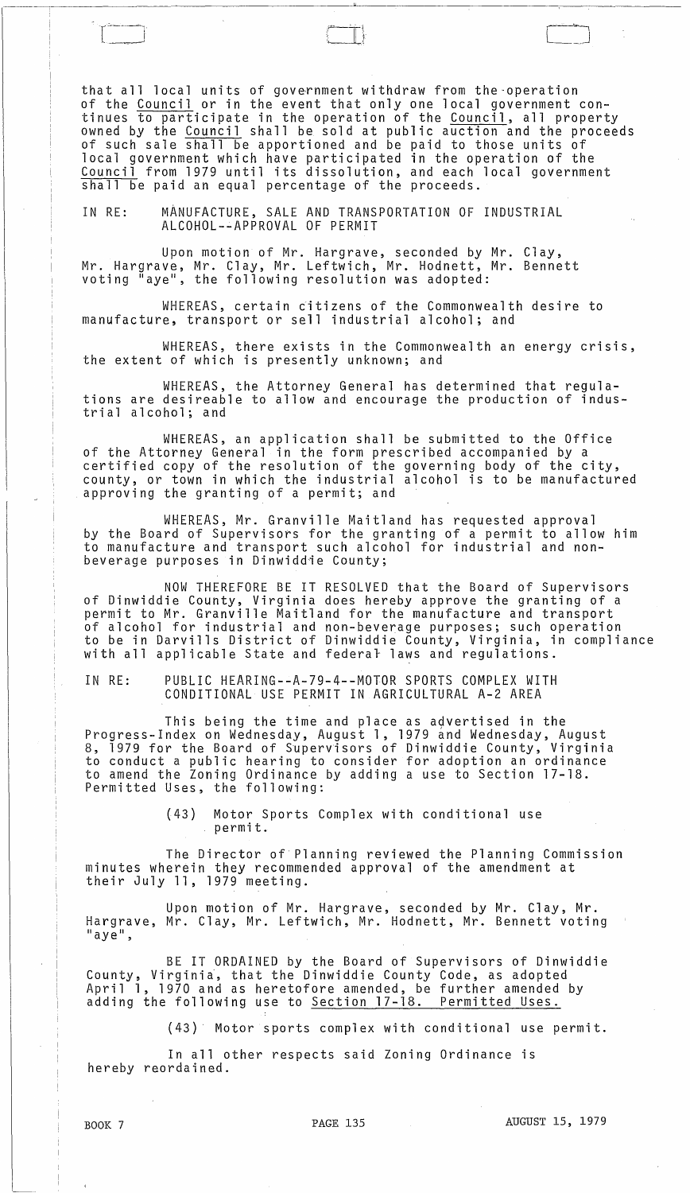that all local units of government withdraw from the operation of the Council or in the event that only one local government continues to participate in the operation of the Council, all property owned by the Council shall be sold at public auction and the proceeds of such sale shall be apportioned and be paid to those units of local government which have participated in the operation of the Council from 1979 until its dissolution, and each local government shall be paid an equal percentage of the proceeds.

IN RE: MANUFACTURE, SALE AND TRANSPORTATION OF INDUSTRIAL ALCOHOL--APPROVAL OF PERMIT

Upon motion of Mr. Hargrave, seconded by Mr. Clay, Mr. Hargrave, Mr. Clay, Mr. Leftwich, Mr. Hodnett, Mr. Bennett voting "aye", the following resolution was adopted:

WHEREAS, certain citizens of the Commonwealth desire to manufacture, transport or sell industrial alcohol; and

WHEREAS, there exists in the Commonwealth an energy crisis, the extent of which is presently unknown; and

WHEREAS, the Attorney General has determined that regulations are desireable to allow and encourage the production of industrial alcohol; and

WHEREAS, an application shall be submitted to the Office of the Attorney General in the form prescribed accompanied by a certified copy of the resolution of the governing body of the city, county, or town in which the industrial alcohol is to be manufactured approving the granting of a permit; and

WHEREAS, Mr. Granville Maitland has requested approval by the Board of Supervisors for the granting of a permit to allow him to manufacture and transport such alcohol for industrial and non-beverage purposes in Dinwiddie County;

NOW THEREFORE BE IT RESOLVED that the Board of Supervisors of Dinwiddie County, Virginia does hereby approve the granting of a permit to Mr. Granville Maitland for the manufacture and transport of alcohol for industrial and non-beverage purposes; such operation to be in Darvills District of Dinwiddie County, Virginia, in compliance with all applicable State and federal laws and regulations.

IN RE: PUBLIC HEARING--A-79-4--MOTOR SPORTS COMPLEX WITH CONDITIONAL USE PERMIT IN AGRICULTURAL A-2 AREA

This being the time and place as advertised in the Progress-Index on Wednesday, August 1, 1979 and Wednesday, August 8, 1979 for the Board of Supervisors of Dinwiddie County, Virginia to conduct a public hearing to consider for adoption an ordinance to amend the Zoning Ordinance by adding a use to Section 17-18. Permitted Uses, the following:

(43) Motor Sports Complex with conditional use permit.

The Director of Planning reviewed the Planning Commission minutes wherein they recommended approval of the amendment at their July 11, 1979 meeting.

Upon motion of Mr. Hargrave, seconded by Mr. Clay, Mr. Hargrave, Mr. Clay, Mr. Leftwich, Mr. Hodnett, Mr. Bennett voting "aye",

BE IT ORDAINED by the Board of Supervisors of Dinwiddie County, Virginia, that the Dinwiddie County Code, as adopted April 1, 1970 and as heretofore amended, be further amended by adding the following use to Section 17-18. Permitted Uses.

(43) Motor sports complex with conditional use permit.

In all other respects said Zoning Ordinance is hereby reordained.

BOOK 7 PAGE 135 AUGUST 15, 1979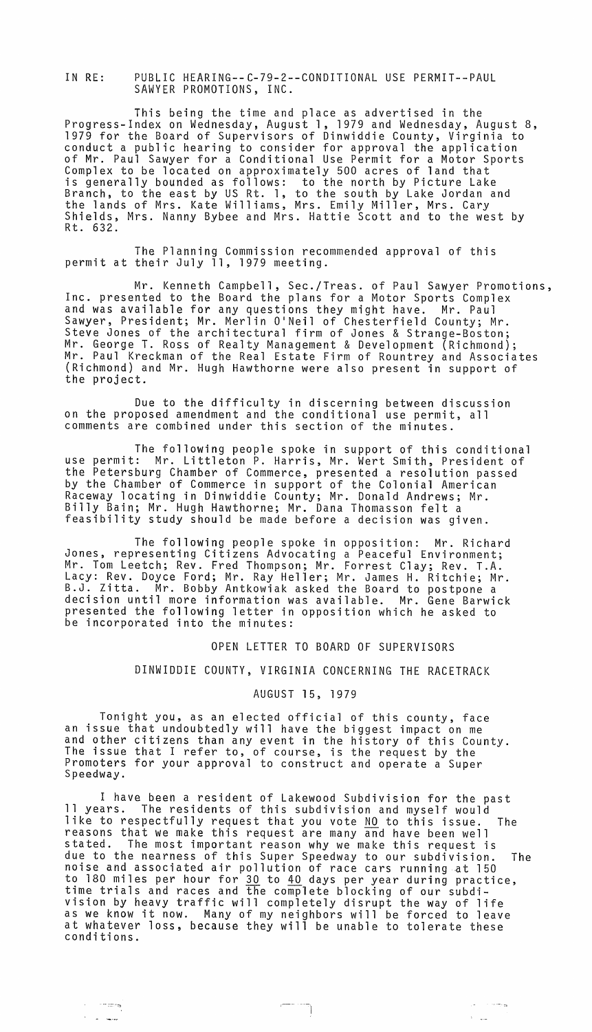IN RE: PUBLIC HEARING--C-79-2--CONDITIONAL USE PERMIT--PAUL SAWYER PROMOTIONS, INC.

This being the time and place as advertised in the Progress-Index on Wednesday, August 1, 1979 and Wednesday, August 8, 1979 for the Board of Supervisors of Dinwiddie County, Virginia to conduct a public hearing to consider for approval the application of Mr. Paul Sawyer for a Conditional Use Permit for a Motor Sports Complex to be located on approximately 500 acres of land that is generally bounded as follows: to the north by Picture Lake Branch, to the east by US Rt. 1, to the south by Lake Jordan and the lands of Mrs. Kate Williams, Mrs. Emily Miller, Mrs. Cary Shields, Mrs. Nanny Bybee and Mrs. Hattie Scott and to the west by Rt. 632.

The Planning Commission recommended approval of this permit at their July 11, 1979 meeting.

Mr. Kenneth Campbell, Sec./Treas. of Paul Sawyer Promotions, Inc. presented to the Board the plans for a Motor Sports Complex and was available for any questions they might have. Mr. Paul Sawyer, President; Mr. Merlin O'Neil of Chesterfield County; Mr. Steve Jones of the architectural firm of Jones & Strange-Boston; Mr. George T. Ross of Realty Management & Development (Richmond); Mr. Paul Kreckman of the Real Estate Firm of Rountrey and Associates (Richmond) and Mr. Hugh Hawthorne were also present in support of the project.

Due to the difficulty in discerning between discussion on the proposed amendment and the conditional use permit, all comments are combined under this section of the minutes.

The following people spoke in support of this conditional use permit: Mr. Littleton P. Harris, Mr. Wert Smith, President of the Petersburg Chamber of Commerce, presented a resolution passed by the Chamber of Commerce in support of the Colonial American Raceway locating in Dinwiddie County; Mr. Donald Andrews; Mr. Billy Bain; Mr. Hugh Hawthorne; Mr. Dana Thomasson felt a feasibility study should be made before a decision was given.

The following people spoke in opposition: Mr. Richard Jones, representing Citizens Advocating a Peaceful Environment; Mr. Tom Leetch; Rev. Fred Thompson; Mr. Forrest Clay; Rev. T.A. Lacy: Rev. Doyce Ford; Mr. Ray Heller; Mr. James H. Ritchie; Mr. B.J. Zitta. Mr. Bobby Antkowiak asked the Board to postpone a decision until more information was available. Mr. Gene Barwick presented the following letter in opposition which he asked to be incorporated into the minutes:

OPEN LETTER TO BOARD OF SUPERVISORS

DINWIDDIE COUNTY, VIRGINIA CONCERNING THE RACETRACK

AUGUST 15, 1979

Tonight you, as an elected official of this county, face an issue that undoubtedly will have the biggest impact on me and other citizens than any event in the history of this County. The issue that I refer to, of course, is the request by the Promoters for your approval to construct and operate a Super Speedway.

I have been a resident of Lakewood Subdivision for the past 11 years. The residents of this subdivision and myself would like to respectfully request that you vote <u>NO</u> to this issue. The reasons that we make this request are many and have been well stated. The most important reason why we make this request is due to the nearness of this Super Speedway to our subdivision. The noise and associated air pollution of race cars running at 150 to 180 miles per hour for <u>30</u> to <u>40</u> days per year during practice, time trials and races and the complete blocking of our subdivision by heavy traffic will completely disrupt the way of life as we know it now. Many of my neighbors will be forced to leave at whatever loss, because they will be unable to tolerate these conditions.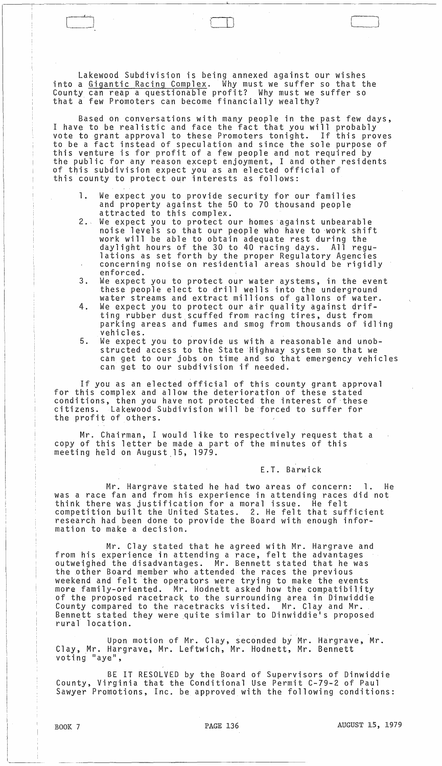Lakewood Subdivision is being annexed against our wishes into a <u>Gigantic Racing Complex</u>. Why must we suffer so that the County <u>can reap a questionable</u> profit? Why must we suffer so that a few Promoters can become financially wealthy?

Based on conversations with many people in the past few days, I have to be realistic and face the fact that you will probably vote to grant approval to these Promoters tonight. If this proves to be a fact instead of speculation and since the sole purpose of this venture is for profit of a few people and not required by the public for any reason except enjoyment, I and other residents of this subdivision expect you as an elected official of this county to protect our interests as follows:

1. We expect you to provide security for our families and property against the 50 to 70 thousand people attracted to this complex.
2. We expect you to protect our homes against unbearable noise levels so that our people who have to work shift work will be able to obtain adequate rest during the daylight hours of the 30 to 40 racing days. All regulations as set forth by the proper Regulatory Agencies concerning noise on residential areas should be rigidly enforced.
3. We expect you to protect our water aystems, in the event these people elect to drill wells into the underground water streams and extract millions of gallons of water.
4. We expect you to protect our air quality against drifting rubber dust scuffed from racing tires, dust from parking areas and fumes and smog from thousands of idling vehicles.
5. We expect you to provide us with a reasonable and unobstructed access to the State Highway system so that we can get to our jobs on time and so that emergency vehicles can get to our subdivision if needed.

If you as an elected official of this county grant approval for this complex and allow the deterioration of these stated conditions, then you have not protected the interest of these citizens. Lakewood Subdivision will be forced to suffer for the profit of others.

Mr. Chairman, I would like to respectively request that a copy of this letter be made a part of the minutes of this meeting held on August 15, 1979.

E.T. Barwick

Mr. Hargrave stated he had two areas of concern: 1. He was a race fan and from his experience in attending races did not think there was justification for a moral issue. He felt competition built the United States. 2. He felt that sufficient research had been done to provide the Board with enough information to make a decision.

Mr. Clay stated that he agreed with Mr. Hargrave and from his experience in attending a race, felt the advantages outweighed the disadvantages. Mr. Bennett stated that he was the other Board member who attended the races the previous weekend and felt the operators were trying to make the events more family-oriented. Mr. Hodnett asked how the compatibility of the proposed racetrack to the surrounding area in Dinwiddie County compared to the racetracks visited. Mr. Clay and Mr. Bennett stated they were quite similar to Dinwiddie's proposed rural location.

Upon motion of Mr. Clay, seconded by Mr. Hargrave, Mr. Clay, Mr. Hargrave, Mr. Leftwich, Mr. Hodnett, Mr. Bennett voting "aye",

BE IT RESOLVED by the Board of Supervisors of Dinwiddie County, Virginia that the Conditional Use Permit C-79-2 of Paul Sawyer Promotions, Inc. be approved with the following conditions:

BOOK 7 PAGE 136 AUGUST 15, 1979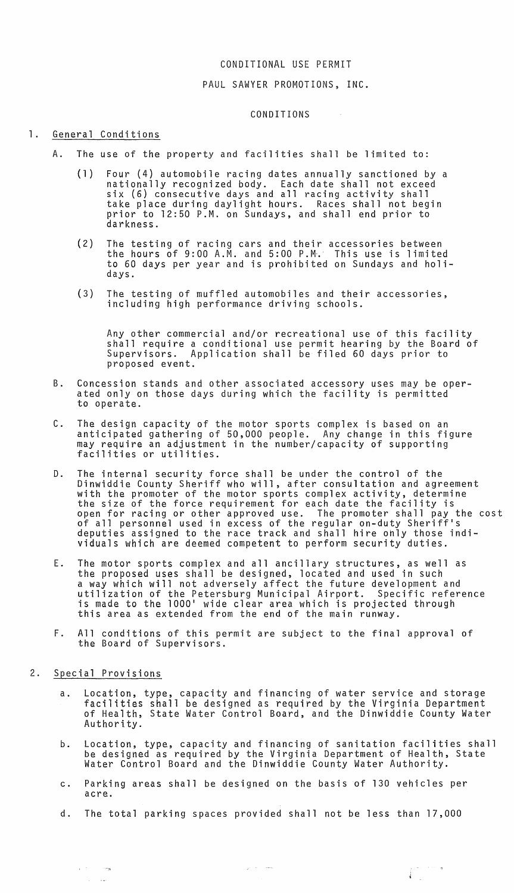# CONDITIONAL USE PERMIT

## PAUL SAWYER PROMOTIONS, INC.

### CONDITIONS

1. General Conditions

   A. The use of the property and facilities shall be limited to:

      (1) Four (4) automobile racing dates annually sanctioned by a nationally recognized body. Each date shall not exceed six (6) consecutive days and all racing activity shall take place during daylight hours. Races shall not begin prior to 12:50 P.M. on Sundays, and shall end prior to darkness.

      (2) The testing of racing cars and their accessories between the hours of 9:00 A.M. and 5:00 P.M. This use is limited to 60 days per year and is prohibited on Sundays and holidays.

      (3) The testing of muffled automobiles and their accessories, including high performance driving schools.

      Any other commercial and/or recreational use of this facility shall require a conditional use permit hearing by the Board of Supervisors. Application shall be filed 60 days prior to proposed event.

   B. Concession stands and other associated accessory uses may be operated only on those days during which the facility is permitted to operate.

   C. The design capacity of the motor sports complex is based on an anticipated gathering of 50,000 people. Any change in this figure may require an adjustment in the number/capacity of supporting facilities or utilities.

   D. The internal security force shall be under the control of the Dinwiddie County Sheriff who will, after consultation and agreement with the promoter of the motor sports complex activity, determine the size of the force requirement for each date the facility is open for racing or other approved use. The promoter shall pay the cost of all personnel used in excess of the regular on-duty Sheriff's deputies assigned to the race track and shall hire only those individuals which are deemed competent to perform security duties.

   E. The motor sports complex and all ancillary structures, as well as the proposed uses shall be designed, located and used in such a way which will not adversely affect the future development and utilization of the Petersburg Municipal Airport. Specific reference is made to the 1000' wide clear area which is projected through this area as extended from the end of the main runway.

   F. All conditions of this permit are subject to the final approval of the Board of Supervisors.

2. Special Provisions

   a. Location, type, capacity and financing of water service and storage facilities shall be designed as required by the Virginia Department of Health, State Water Control Board, and the Dinwiddie County Water Authority.

   b. Location, type, capacity and financing of sanitation facilities shall be designed as required by the Virginia Department of Health, State Water Control Board and the Dinwiddie County Water Authority.

   c. Parking areas shall be designed on the basis of 130 vehicles per acre.

   d. The total parking spaces provided shall not be less than 17,000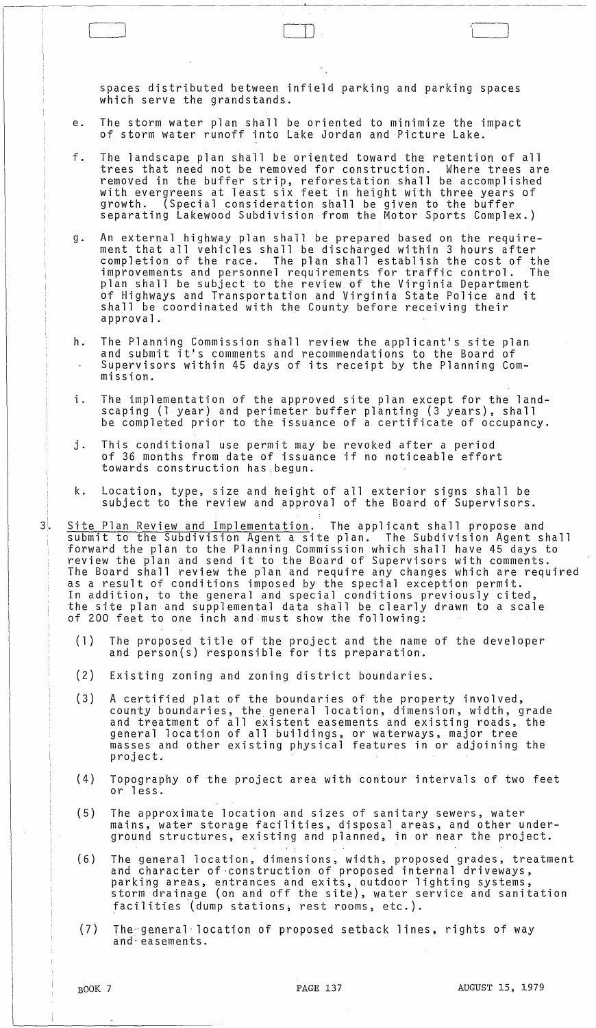spaces distributed between infield parking and parking spaces which serve the grandstands.

e. The storm water plan shall be oriented to minimize the impact of storm water runoff into Lake Jordan and Picture Lake.

f. The landscape plan shall be oriented toward the retention of all trees that need not be removed for construction. Where trees are removed in the buffer strip, reforestation shall be accomplished with evergreens at least six feet in height with three years of growth. (Special consideration shall be given to the buffer separating Lakewood Subdivision from the Motor Sports Complex.)

g. An external highway plan shall be prepared based on the requirement that all vehicles shall be discharged within 3 hours after completion of the race. The plan shall establish the cost of the improvements and personnel requirements for traffic control. The plan shall be subject to the review of the Virginia Department of Highways and Transportation and Virginia State Police and it shall be coordinated with the County before receiving their approval.

h. The Planning Commission shall review the applicant's site plan and submit it's comments and recommendations to the Board of Supervisors within 45 days of its receipt by the Planning Commission.

i. The implementation of the approved site plan except for the landscaping (1 year) and perimeter buffer planting (3 years), shall be completed prior to the issuance of a certificate of occupancy.

j. This conditional use permit may be revoked after a period of 36 months from date of issuance if no noticeable effort towards construction has begun.

k. Location, type, size and height of all exterior signs shall be subject to the review and approval of the Board of Supervisors.

3. Site Plan Review and Implementation. The applicant shall propose and submit to the Subdivision Agent a site plan. The Subdivision Agent shall forward the plan to the Planning Commission which shall have 45 days to review the plan and send it to the Board of Supervisors with comments. The Board shall review the plan and require any changes which are required as a result of conditions imposed by the special exception permit. In addition, to the general and special conditions previously cited, the site plan and supplemental data shall be clearly drawn to a scale of 200 feet to one inch and must show the following:

(1) The proposed title of the project and the name of the developer and person(s) responsible for its preparation.

(2) Existing zoning and zoning district boundaries.

(3) A certified plat of the boundaries of the property involved, county boundaries, the general location, dimension, width, grade and treatment of all existent easements and existing roads, the general location of all buildings, or waterways, major tree masses and other existing physical features in or adjoining the project.

(4) Topography of the project area with contour intervals of two feet or less.

(5) The approximate location and sizes of sanitary sewers, water mains, water storage facilities, disposal areas, and other underground structures, existing and planned, in or near the project.

(6) The general location, dimensions, width, proposed grades, treatment and character of construction of proposed internal driveways, parking areas, entrances and exits, outdoor lighting systems, storm drainage (on and off the site), water service and sanitation facilities (dump stations, rest rooms, etc.).

(7) The general location of proposed setback lines, rights of way and easements.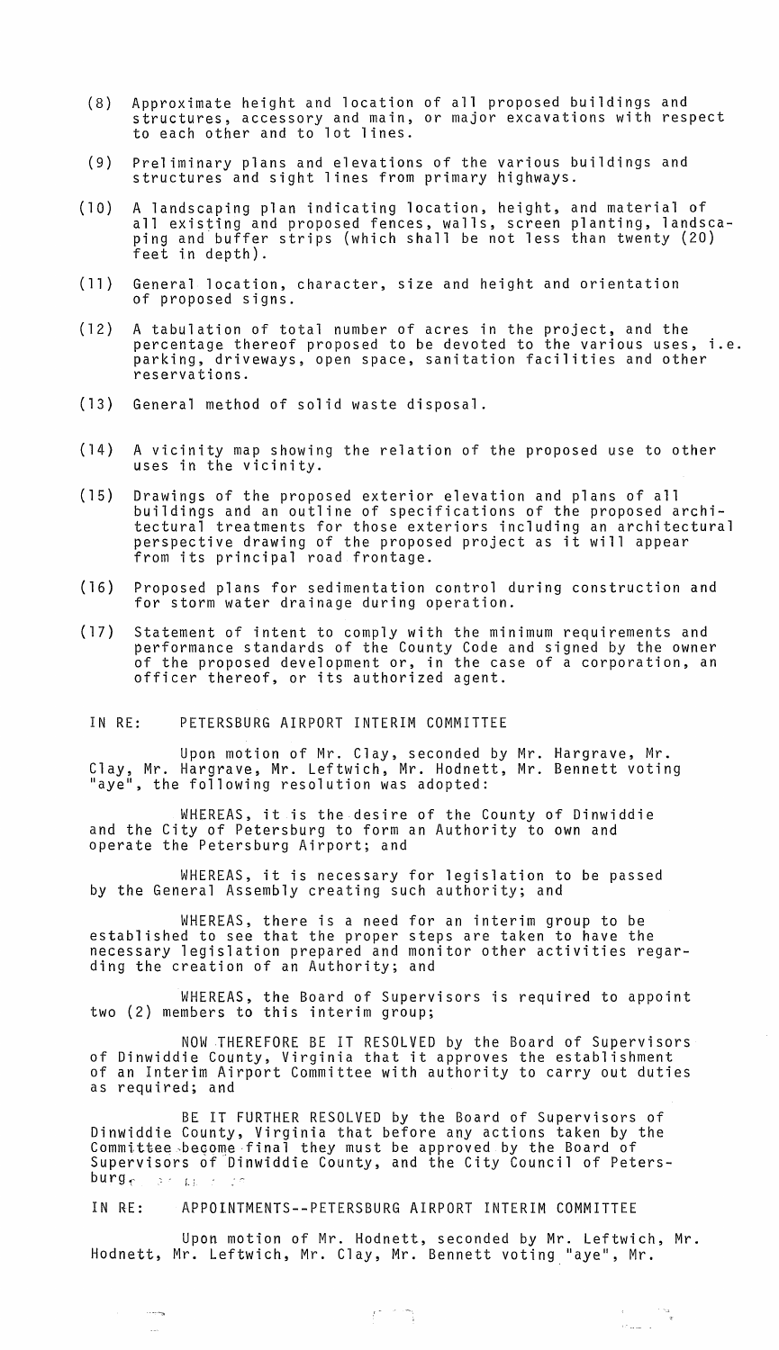(8) Approximate height and location of all proposed buildings and structures, accessory and main, or major excavations with respect to each other and to lot lines.

(9) Preliminary plans and elevations of the various buildings and structures and sight lines from primary highways.

(10) A landscaping plan indicating location, height, and material of all existing and proposed fences, walls, screen planting, landscaping and buffer strips (which shall be not less than twenty (20) feet in depth).

(11) General location, character, size and height and orientation of proposed signs.

(12) A tabulation of total number of acres in the project, and the percentage thereof proposed to be devoted to the various uses, i.e. parking, driveways, open space, sanitation facilities and other reservations.

(13) General method of solid waste disposal.

(14) A vicinity map showing the relation of the proposed use to other uses in the vicinity.

(15) Drawings of the proposed exterior elevation and plans of all buildings and an outline of specifications of the proposed architectural treatments for those exteriors including an architectural perspective drawing of the proposed project as it will appear from its principal road frontage.

(16) Proposed plans for sedimentation control during construction and for storm water drainage during operation.

(17) Statement of intent to comply with the minimum requirements and performance standards of the County Code and signed by the owner of the proposed development or, in the case of a corporation, an officer thereof, or its authorized agent.

IN RE: PETERSBURG AIRPORT INTERIM COMMITTEE

Upon motion of Mr. Clay, seconded by Mr. Hargrave, Mr. Clay, Mr. Hargrave, Mr. Leftwich, Mr. Hodnett, Mr. Bennett voting "aye", the following resolution was adopted:

WHEREAS, it is the desire of the County of Dinwiddie and the City of Petersburg to form an Authority to own and operate the Petersburg Airport; and

WHEREAS, it is necessary for legislation to be passed by the General Assembly creating such authority; and

WHEREAS, there is a need for an interim group to be established to see that the proper steps are taken to have the necessary legislation prepared and monitor other activities regarding the creation of an Authority; and

WHEREAS, the Board of Supervisors is required to appoint two (2) members to this interim group;

NOW THEREFORE BE IT RESOLVED by the Board of Supervisors of Dinwiddie County, Virginia that it approves the establishment of an Interim Airport Committee with authority to carry out duties as required; and

BE IT FURTHER RESOLVED by the Board of Supervisors of Dinwiddie County, Virginia that before any actions taken by the Committee become final they must be approved by the Board of Supervisors of Dinwiddie County, and the City Council of Petersburg.

IN RE: APPOINTMENTS--PETERSBURG AIRPORT INTERIM COMMITTEE

Upon motion of Mr. Hodnett, seconded by Mr. Leftwich, Mr. Hodnett, Mr. Leftwich, Mr. Clay, Mr. Bennett voting "aye", Mr.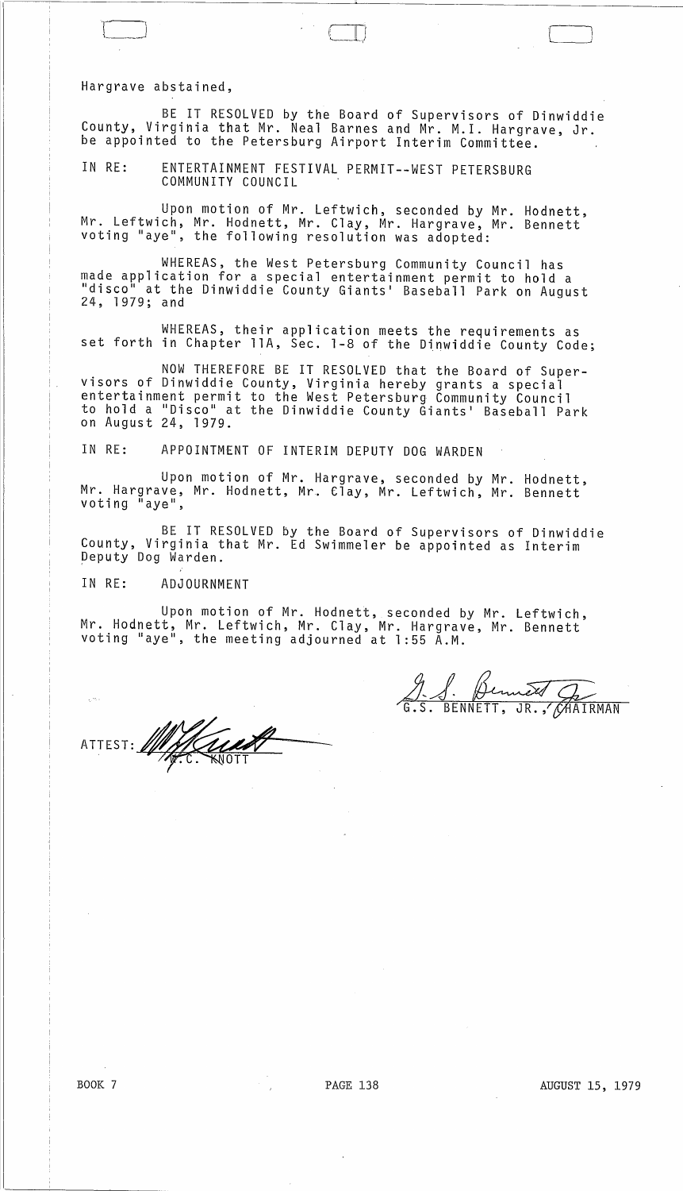Hargrave abstained,

BE IT RESOLVED by the Board of Supervisors of Dinwiddie County, Virginia that Mr. Neal Barnes and Mr. M.I. Hargrave, Jr. be appointed to the Petersburg Airport Interim Committee.

IN RE: ENTERTAINMENT FESTIVAL PERMIT--WEST PETERSBURG COMMUNITY COUNCIL

Upon motion of Mr. Leftwich, seconded by Mr. Hodnett, Mr. Leftwich, Mr. Hodnett, Mr. Clay, Mr. Hargrave, Mr. Bennett voting "aye", the following resolution was adopted:

WHEREAS, the West Petersburg Community Council has made application for a special entertainment permit to hold a "disco" at the Dinwiddie County Giants' Baseball Park on August 24, 1979; and

WHEREAS, their application meets the requirements as set forth in Chapter 11A, Sec. 1-8 of the Dinwiddie County Code;

NOW THEREFORE BE IT RESOLVED that the Board of Supervisors of Dinwiddie County, Virginia hereby grants a special entertainment permit to the West Petersburg Community Council to hold a "Disco" at the Dinwiddie County Giants' Baseball Park on August 24, 1979.

IN RE: APPOINTMENT OF INTERIM DEPUTY DOG WARDEN

Upon motion of Mr. Hargrave, seconded by Mr. Hodnett, Mr. Hargrave, Mr. Hodnett, Mr. Clay, Mr. Leftwich, Mr. Bennett voting "aye",

BE IT RESOLVED by the Board of Supervisors of Dinwiddie County, Virginia that Mr. Ed Swimmeler be appointed as Interim Deputy Dog Warden.

IN RE: ADJOURNMENT

Upon motion of Mr. Hodnett, seconded by Mr. Leftwich, Mr. Hodnett, Mr. Leftwich, Mr. Clay, Mr. Hargrave, Mr. Bennett voting "aye", the meeting adjourned at 1:55 A.M.

G.S. BENNETT, JR., CHAIRMAN

ATTEST: W.C. KNOTT

BOOK 7 PAGE 138 AUGUST 15, 1979